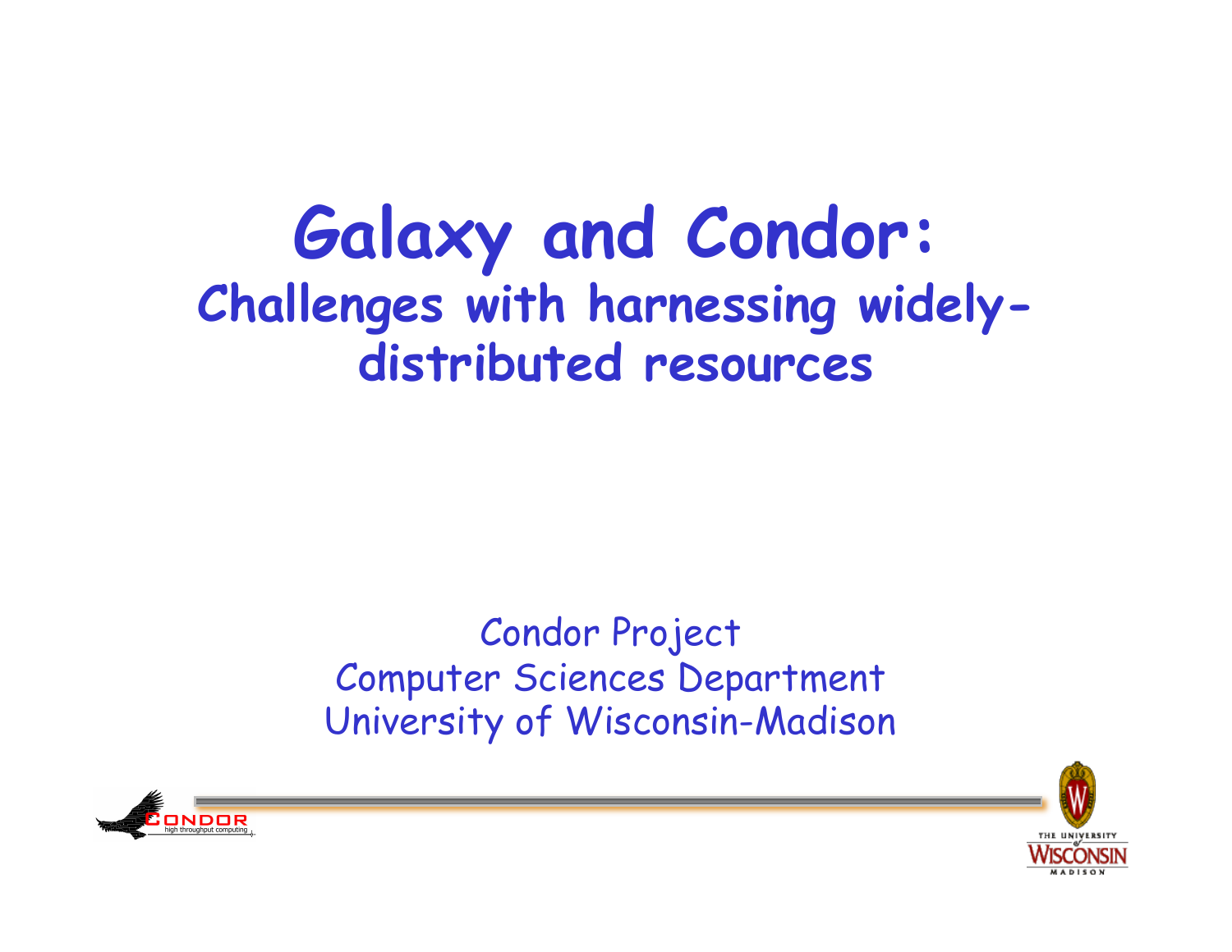# Galaxy and Condor:

## Challenges with harnessing widely-distributed resources

Condor Project
Computer Sciences Department
University of Wisconsin-Madison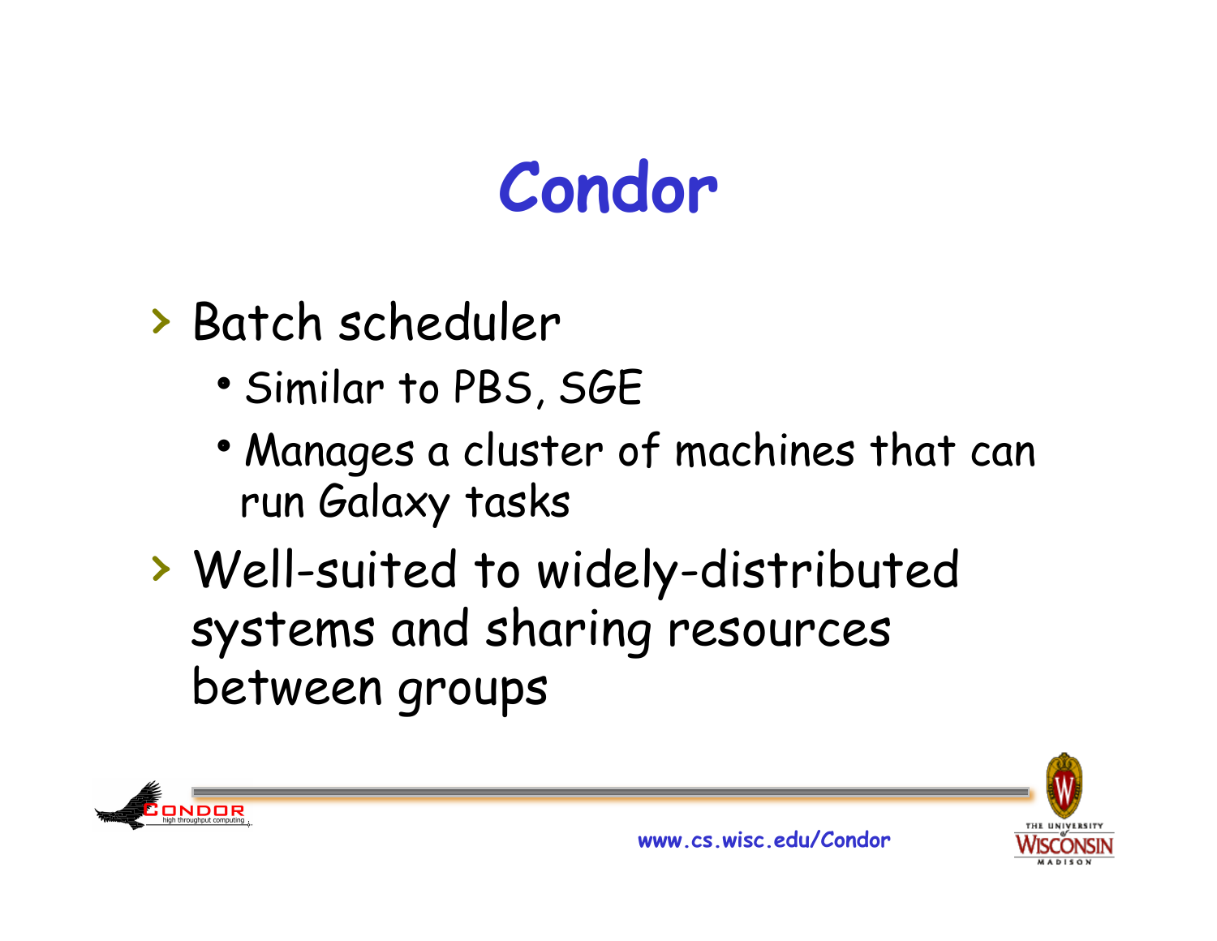# Condor

- Batch scheduler
  - Similar to PBS, SGE
  - Manages a cluster of machines that can run Galaxy tasks
- Well-suited to widely-distributed systems and sharing resources between groups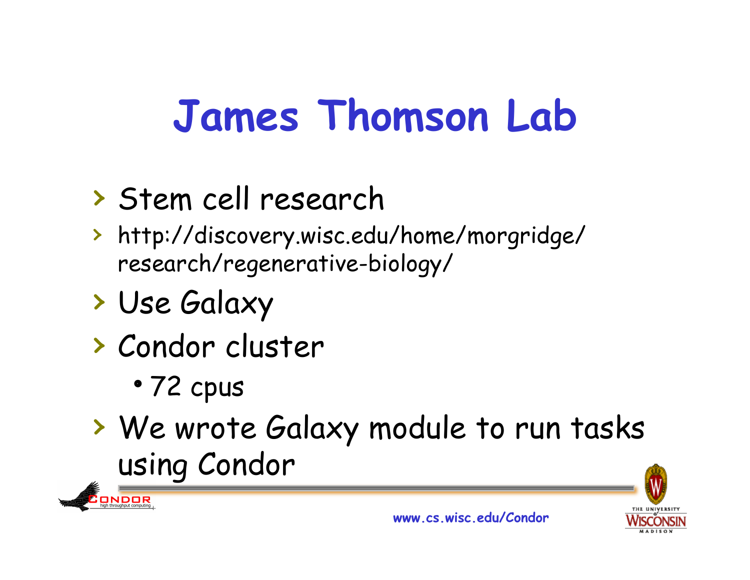# James Thomson Lab

- Stem cell research
- http://discovery.wisc.edu/home/morgridge/research/regenerative-biology/
- Use Galaxy
- Condor cluster
  - 72 cpus
- We wrote Galaxy module to run tasks using Condor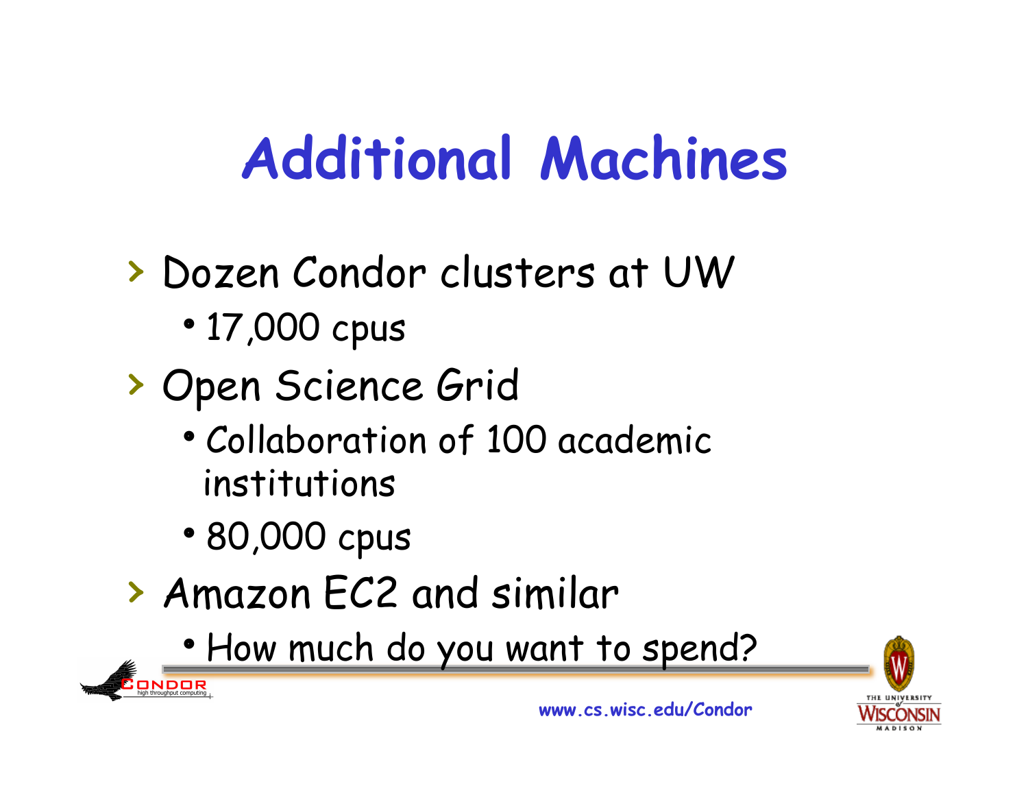# Additional Machines

- Dozen Condor clusters at UW
  - 17,000 cpus
- Open Science Grid
  - Collaboration of 100 academic institutions
  - 80,000 cpus
- Amazon EC2 and similar
  - How much do you want to spend?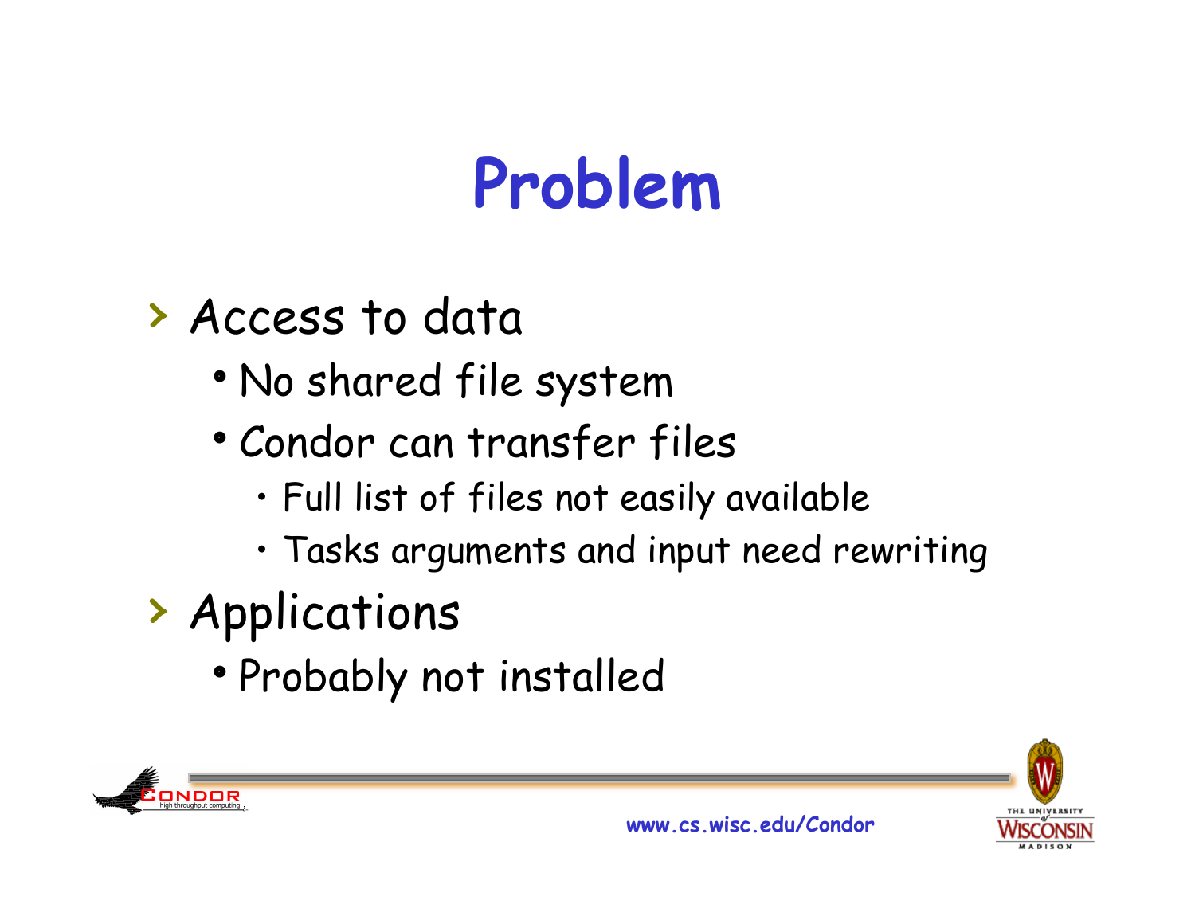# Problem

- Access to data
  - No shared file system
  - Condor can transfer files
    - Full list of files not easily available
    - Tasks arguments and input need rewriting
- Applications
  - Probably not installed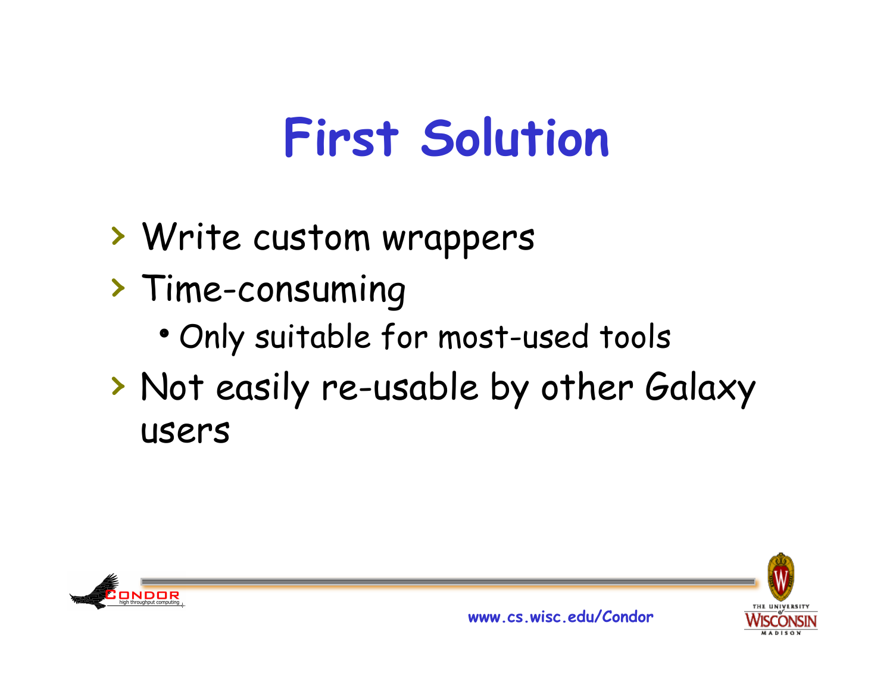# First Solution

- Write custom wrappers
- Time-consuming
  - Only suitable for most-used tools
- Not easily re-usable by other Galaxy users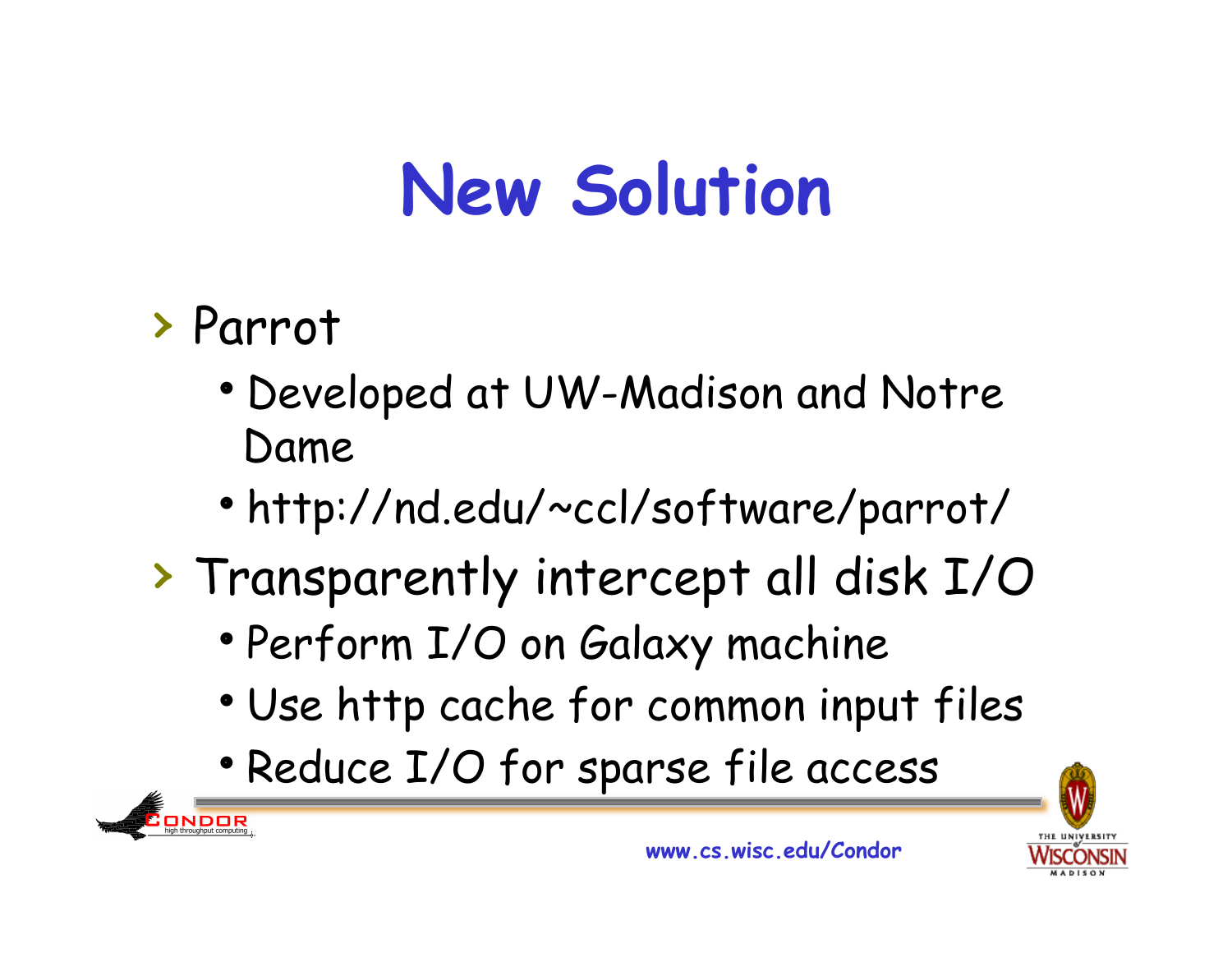# New Solution

- Parrot
  - Developed at UW-Madison and Notre Dame
  - http://nd.edu/~ccl/software/parrot/
- Transparently intercept all disk I/O
  - Perform I/O on Galaxy machine
  - Use http cache for common input files
  - Reduce I/O for sparse file access